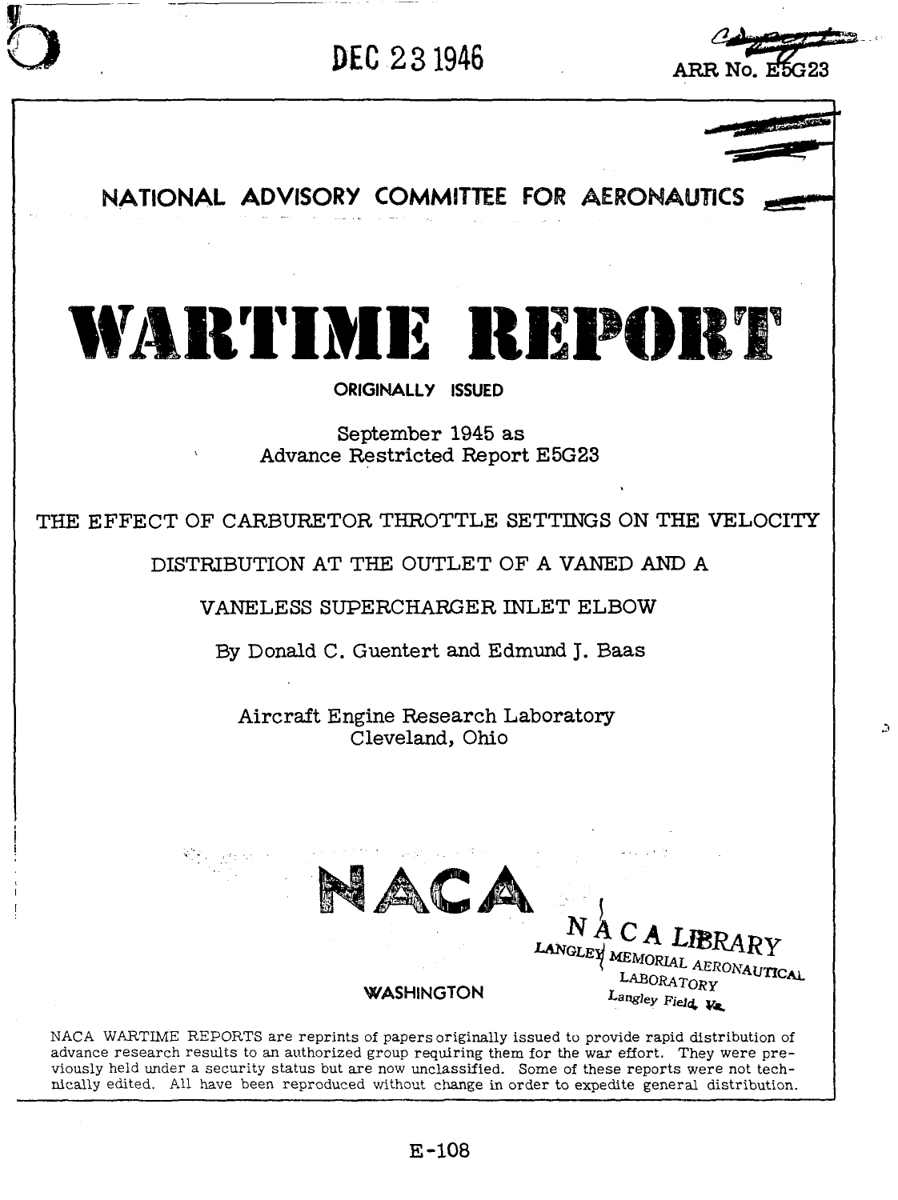DEC 23 1946

ARR No. E5G23

NATIONAL ADVISORY COMMITTEE FOR AERONAUTICS

# WARTIME REPORT

ORIGINALLY ISSUED

September 1945 as
Advance Restricted Report E5G23

## THE EFFECT OF CARBURETOR THROTTLE SETTINGS ON THE VELOCITY DISTRIBUTION AT THE OUTLET OF A VANED AND A VANELESS SUPERCHARGER INLET ELBOW

By Donald C. Guentert and Edmund J. Baas

Aircraft Engine Research Laboratory
Cleveland, Ohio

NACA

WASHINGTON

NACA LIBRARY
LANGLEY MEMORIAL AERONAUTICAL LABORATORY
Langley Field, Va.

NACA WARTIME REPORTS are reprints of papers originally issued to provide rapid distribution of advance research results to an authorized group requiring them for the war effort. They were previously held under a security status but are now unclassified. Some of these reports were not technically edited. All have been reproduced without change in order to expedite general distribution.

E-108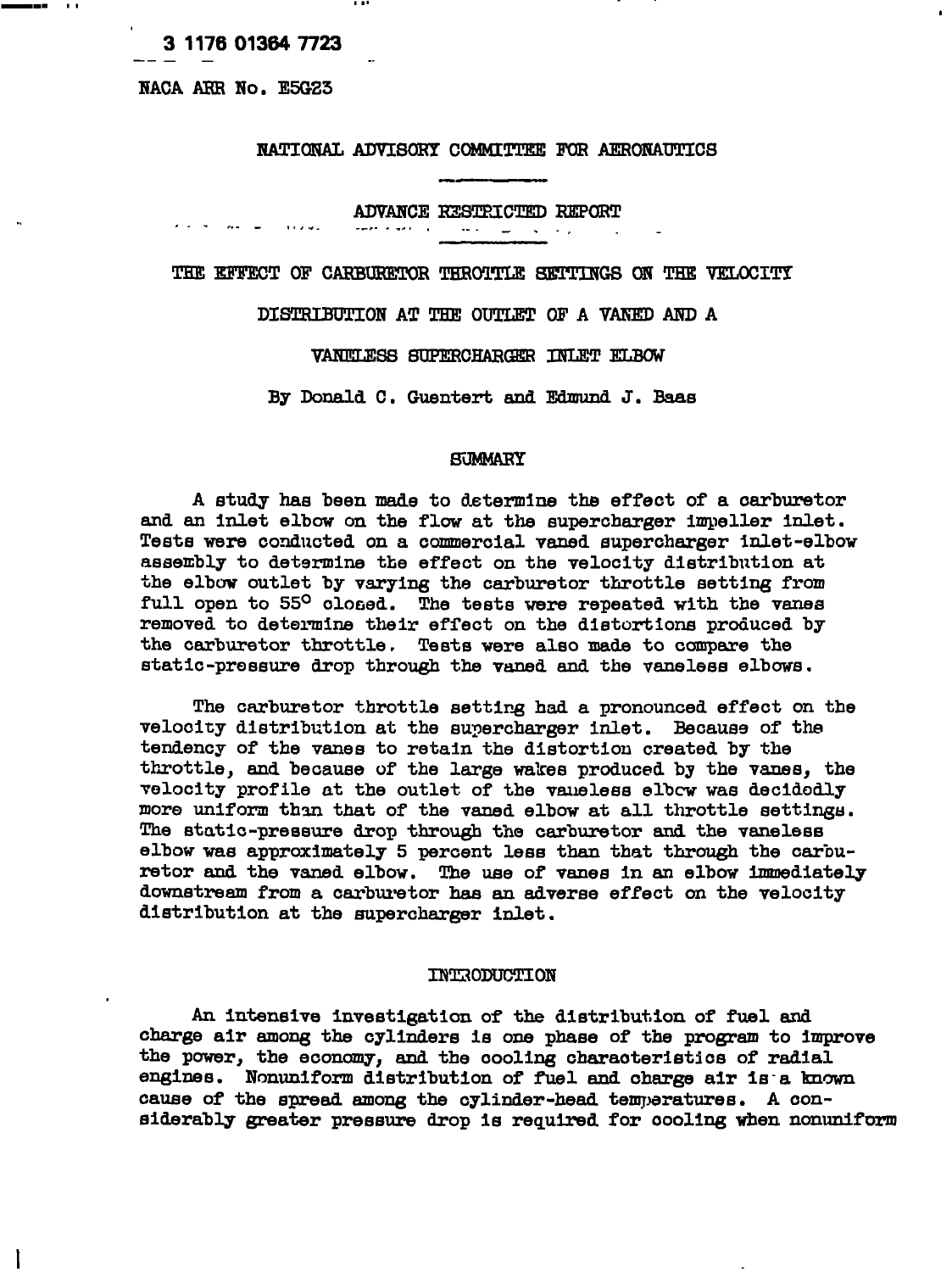NACA ARR No. E5G23

NATIONAL ADVISORY COMMITTEE FOR AERONAUTICS

ADVANCE RESTRICTED REPORT

# THE EFFECT OF CARBURETOR THROTTLE SETTINGS ON THE VELOCITY DISTRIBUTION AT THE OUTLET OF A VANED AND A VANELESS SUPERCHARGER INLET ELBOW

By Donald C. Guentert and Edmund J. Baas

## SUMMARY

A study has been made to determine the effect of a carburetor and an inlet elbow on the flow at the supercharger impeller inlet. Tests were conducted on a commercial vaned supercharger inlet-elbow assembly to determine the effect on the velocity distribution at the elbow outlet by varying the carburetor throttle setting from full open to 55° closed. The tests were repeated with the vanes removed to determine their effect on the distortions produced by the carburetor throttle. Tests were also made to compare the static-pressure drop through the vaned and the vaneless elbows.

The carburetor throttle setting had a pronounced effect on the velocity distribution at the supercharger inlet. Because of the tendency of the vanes to retain the distortion created by the throttle, and because of the large wakes produced by the vanes, the velocity profile at the outlet of the vaneless elbow was decidedly more uniform than that of the vaned elbow at all throttle settings. The static-pressure drop through the carburetor and the vaneless elbow was approximately 5 percent less than that through the carburetor and the vaned elbow. The use of vanes in an elbow immediately downstream from a carburetor has an adverse effect on the velocity distribution at the supercharger inlet.

## INTRODUCTION

An intensive investigation of the distribution of fuel and charge air among the cylinders is one phase of the program to improve the power, the economy, and the cooling characteristics of radial engines. Nonuniform distribution of fuel and charge air is a known cause of the spread among the cylinder-head temperatures. A considerably greater pressure drop is required for cooling when nonuniform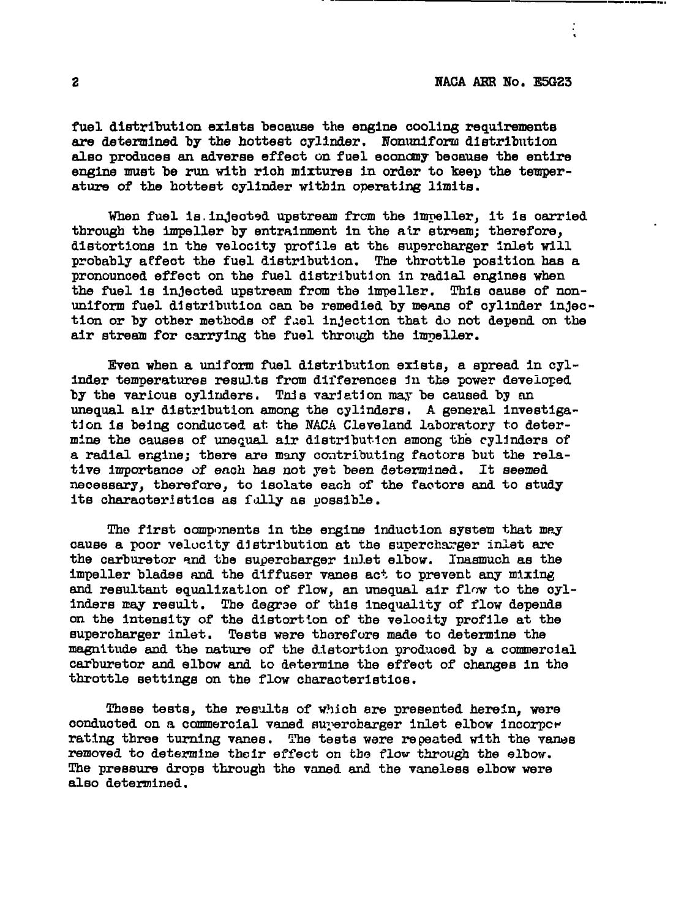fuel distribution exists because the engine cooling requirements are determined by the hottest cylinder. Nonuniform distribution also produces an adverse effect on fuel economy because the entire engine must be run with rich mixtures in order to keep the temperature of the hottest cylinder within operating limits.

When fuel is injected upstream from the impeller, it is carried through the impeller by entrainment in the air stream; therefore, distortions in the velocity profile at the supercharger inlet will probably affect the fuel distribution. The throttle position has a pronounced effect on the fuel distribution in radial engines when the fuel is injected upstream from the impeller. This cause of nonuniform fuel distribution can be remedied by means of cylinder injection or by other methods of fuel injection that do not depend on the air stream for carrying the fuel through the impeller.

Even when a uniform fuel distribution exists, a spread in cylinder temperatures results from differences in the power developed by the various cylinders. This variation may be caused by an unequal air distribution among the cylinders. A general investigation is being conducted at the NACA Cleveland laboratory to determine the causes of unequal air distribution among the cylinders of a radial engine; there are many contributing factors but the relative importance of each has not yet been determined. It seemed necessary, therefore, to isolate each of the factors and to study its characteristics as fully as possible.

The first components in the engine induction system that may cause a poor velocity distribution at the supercharger inlet are the carburetor and the supercharger inlet elbow. Inasmuch as the impeller blades and the diffuser vanes act to prevent any mixing and resultant equalization of flow, an unequal air flow to the cylinders may result. The degree of this inequality of flow depends on the intensity of the distortion of the velocity profile at the supercharger inlet. Tests were therefore made to determine the magnitude and the nature of the distortion produced by a commercial carburetor and elbow and to determine the effect of changes in the throttle settings on the flow characteristics.

These tests, the results of which are presented herein, were conducted on a commercial vaned supercharger inlet elbow incorporating three turning vanes. The tests were repeated with the vanes removed to determine their effect on the flow through the elbow. The pressure drops through the vaned and the vaneless elbow were also determined.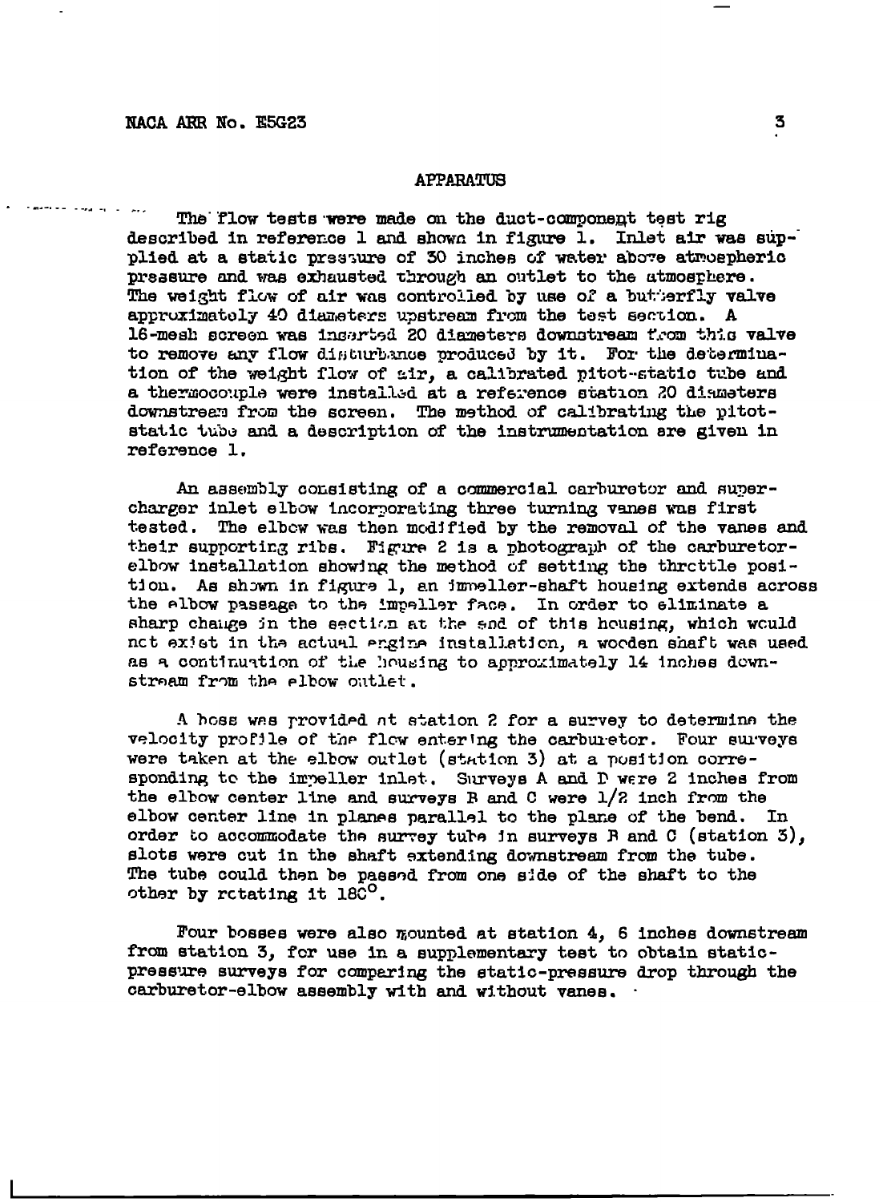## APPARATUS

The flow tests were made on the duct-component test rig described in reference 1 and shown in figure 1. Inlet air was supplied at a static pressure of 30 inches of water above atmospheric pressure and was exhausted through an outlet to the atmosphere. The weight flow of air was controlled by use of a butterfly valve approximately 40 diameters upstream from the test section. A 16-mesh screen was inserted 20 diameters downstream from this valve to remove any flow disturbance produced by it. For the determination of the weight flow of air, a calibrated pitot-static tube and a thermocouple were installed at a reference station 20 diameters downstream from the screen. The method of calibrating the pitot-static tube and a description of the instrumentation are given in reference 1.

An assembly consisting of a commercial carburetor and supercharger inlet elbow incorporating three turning vanes was first tested. The elbow was then modified by the removal of the vanes and their supporting ribs. Figure 2 is a photograph of the carburetor-elbow installation showing the method of setting the throttle position. As shown in figure 1, an impeller-shaft housing extends across the elbow passage to the impeller face. In order to eliminate a sharp change in the section at the end of this housing, which would not exist in the actual engine installation, a wooden shaft was used as a continuation of the housing to approximately 14 inches downstream from the elbow outlet.

A boss was provided at station 2 for a survey to determine the velocity profile of the flow entering the carburetor. Four surveys were taken at the elbow outlet (station 3) at a position corresponding to the impeller inlet. Surveys A and D were 2 inches from the elbow center line and surveys B and C were 1/2 inch from the elbow center line in planes parallel to the plane of the bend. In order to accommodate the survey tube in surveys B and C (station 3), slots were cut in the shaft extending downstream from the tube. The tube could then be passed from one side of the shaft to the other by rotating it 180°.

Four bosses were also mounted at station 4, 6 inches downstream from station 3, for use in a supplementary test to obtain static-pressure surveys for comparing the static-pressure drop through the carburetor-elbow assembly with and without vanes.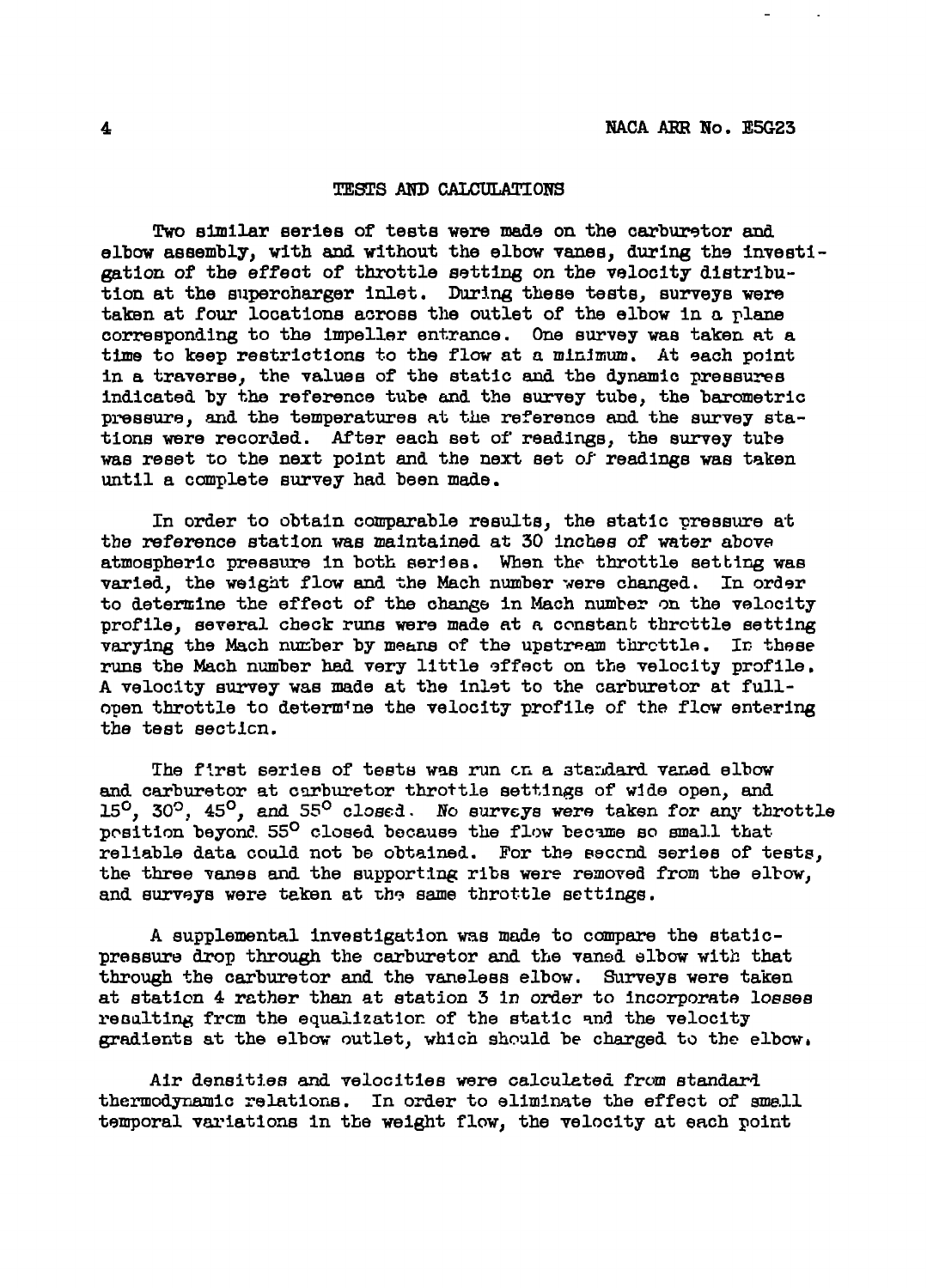## TESTS AND CALCULATIONS

Two similar series of tests were made on the carburetor and elbow assembly, with and without the elbow vanes, during the investigation of the effect of throttle setting on the velocity distribution at the supercharger inlet. During these tests, surveys were taken at four locations across the outlet of the elbow in a plane corresponding to the impeller entrance. One survey was taken at a time to keep restrictions to the flow at a minimum. At each point in a traverse, the values of the static and the dynamic pressures indicated by the reference tube and the survey tube, the barometric pressure, and the temperatures at the reference and the survey stations were recorded. After each set of readings, the survey tube was reset to the next point and the next set of readings was taken until a complete survey had been made.

In order to obtain comparable results, the static pressure at the reference station was maintained at 30 inches of water above atmospheric pressure in both series. When the throttle setting was varied, the weight flow and the Mach number were changed. In order to determine the effect of the change in Mach number on the velocity profile, several check runs were made at a constant throttle setting varying the Mach number by means of the upstream throttle. In these runs the Mach number had very little effect on the velocity profile. A velocity survey was made at the inlet to the carburetor at full-open throttle to determine the velocity profile of the flow entering the test section.

The first series of tests was run on a standard vaned elbow and carburetor at carburetor throttle settings of wide open, and 15°, 30°, 45°, and 55° closed. No surveys were taken for any throttle position beyond 55° closed because the flow became so small that reliable data could not be obtained. For the second series of tests, the three vanes and the supporting ribs were removed from the elbow, and surveys were taken at the same throttle settings.

A supplemental investigation was made to compare the static-pressure drop through the carburetor and the vaned elbow with that through the carburetor and the vaneless elbow. Surveys were taken at station 4 rather than at station 3 in order to incorporate losses resulting from the equalization of the static and the velocity gradients at the elbow outlet, which should be charged to the elbow.

Air densities and velocities were calculated from standard thermodynamic relations. In order to eliminate the effect of small temporal variations in the weight flow, the velocity at each point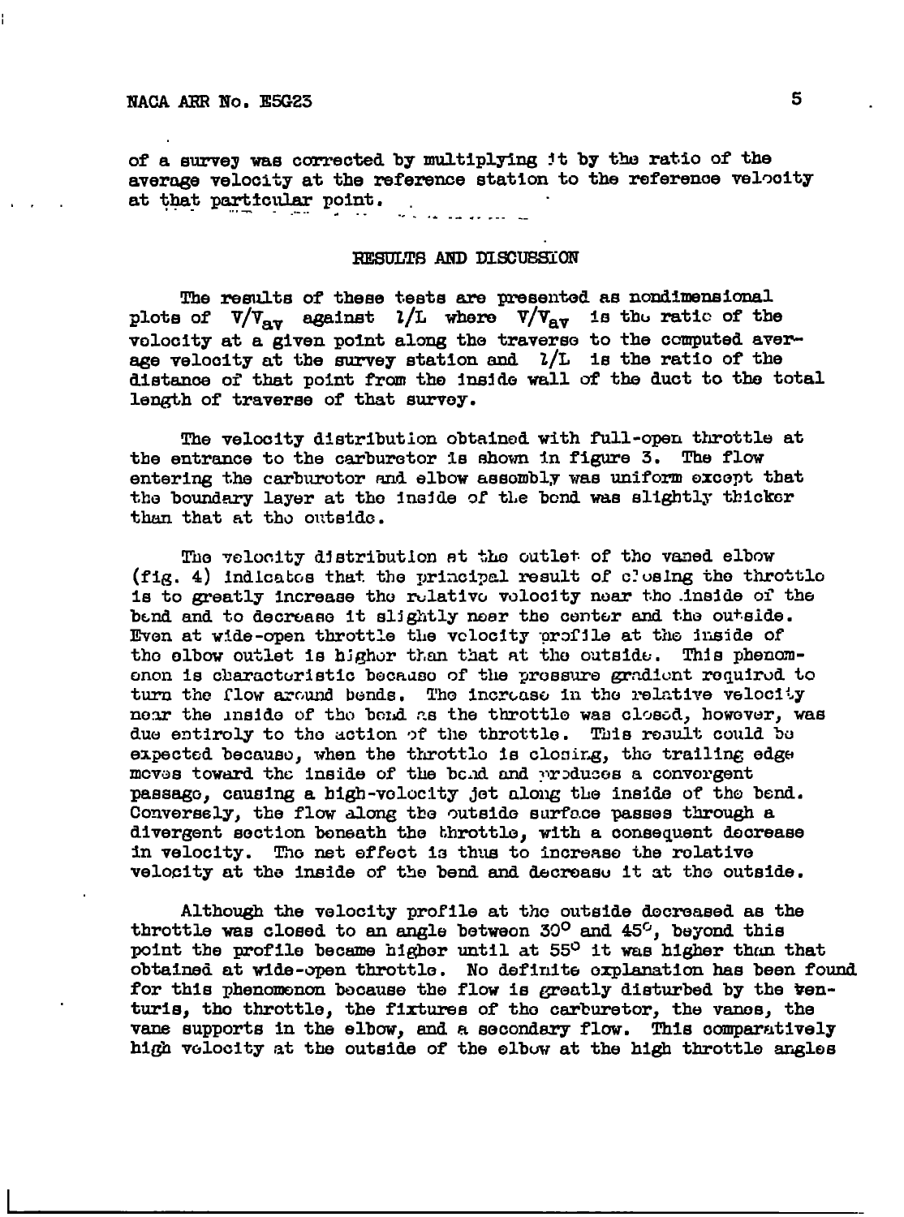of a survey was corrected by multiplying it by the ratio of the average velocity at the reference station to the reference velocity at that particular point.

## RESULTS AND DISCUSSION

The results of these tests are presented as nondimensional plots of $V/V_{av}$ against $l/L$ where $V/V_{av}$ is the ratio of the velocity at a given point along the traverse to the computed average velocity at the survey station and $l/L$ is the ratio of the distance of that point from the inside wall of the duct to the total length of traverse of that survey.

The velocity distribution obtained with full-open throttle at the entrance to the carburetor is shown in figure 3. The flow entering the carburetor and elbow assembly was uniform except that the boundary layer at the inside of the bend was slightly thicker than that at the outside.

The velocity distribution at the outlet of the vaned elbow (fig. 4) indicates that the principal result of closing the throttle is to greatly increase the relative velocity near the inside of the bend and to decrease it slightly near the center and the outside. Even at wide-open throttle the velocity profile at the inside of the elbow outlet is higher than that at the outside. This phenomenon is characteristic because of the pressure gradient required to turn the flow around bends. The increase in the relative velocity near the inside of the bend as the throttle was closed, however, was due entirely to the action of the throttle. This result could be expected because, when the throttle is closing, the trailing edge moves toward the inside of the bend and produces a convergent passage, causing a high-velocity jet along the inside of the bend. Conversely, the flow along the outside surface passes through a divergent section beneath the throttle, with a consequent decrease in velocity. The net effect is thus to increase the relative velocity at the inside of the bend and decrease it at the outside.

Although the velocity profile at the outside decreased as the throttle was closed to an angle between 30° and 45°, beyond this point the profile became higher until at 55° it was higher than that obtained at wide-open throttle. No definite explanation has been found for this phenomenon because the flow is greatly disturbed by the venturis, the throttle, the fixtures of the carburetor, the vanes, the vane supports in the elbow, and a secondary flow. This comparatively high velocity at the outside of the elbow at the high throttle angles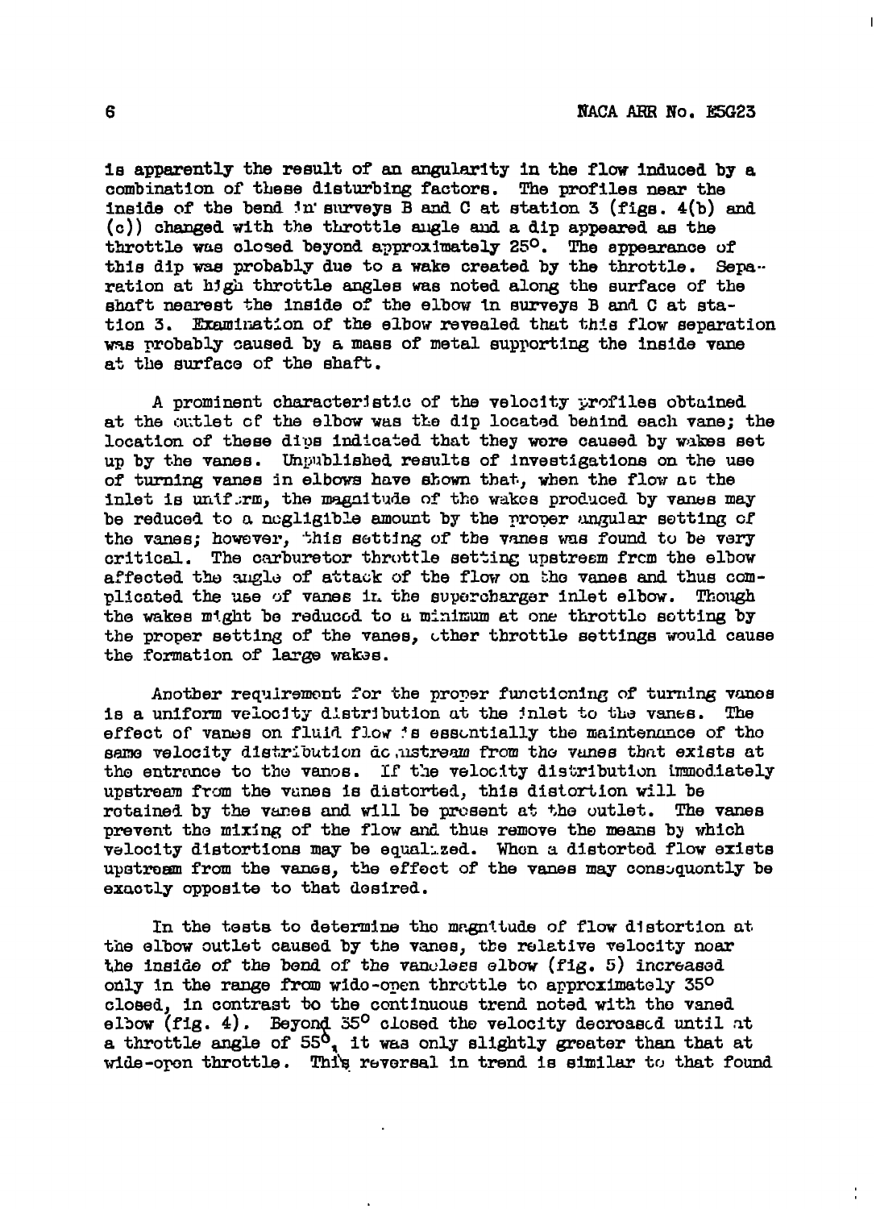is apparently the result of an angularity in the flow induced by a combination of these disturbing factors. The profiles near the inside of the bend in surveys B and C at station 3 (figs. 4(b) and (c)) changed with the throttle angle and a dip appeared as the throttle was closed beyond approximately 25°. The appearance of this dip was probably due to a wake created by the throttle. Separation at high throttle angles was noted along the surface of the shaft nearest the inside of the elbow in surveys B and C at station 3. Examination of the elbow revealed that this flow separation was probably caused by a mass of metal supporting the inside vane at the surface of the shaft.

A prominent characteristic of the velocity profiles obtained at the outlet of the elbow was the dip located behind each vane; the location of these dips indicated that they were caused by wakes set up by the vanes. Unpublished results of investigations on the use of turning vanes in elbows have shown that, when the flow at the inlet is uniform, the magnitude of the wakes produced by vanes may be reduced to a negligible amount by the proper angular setting of the vanes; however, this setting of the vanes was found to be very critical. The carburetor throttle setting upstream from the elbow affected the angle of attack of the flow on the vanes and thus complicated the use of vanes in the supercharger inlet elbow. Though the wakes might be reduced to a minimum at one throttle setting by the proper setting of the vanes, other throttle settings would cause the formation of large wakes.

Another requirement for the proper functioning of turning vanes is a uniform velocity distribution at the inlet to the vanes. The effect of vanes on fluid flow is essentially the maintenance of the same velocity distribution downstream from the vanes that exists at the entrance to the vanes. If the velocity distribution immediately upstream from the vanes is distorted, this distortion will be retained by the vanes and will be present at the outlet. The vanes prevent the mixing of the flow and thus remove the means by which velocity distortions may be equalized. When a distorted flow exists upstream from the vanes, the effect of the vanes may consequently be exactly opposite to that desired.

In the tests to determine the magnitude of flow distortion at the elbow outlet caused by the vanes, the relative velocity near the inside of the bend of the vaneless elbow (fig. 5) increased only in the range from wide-open throttle to approximately 35° closed, in contrast to the continuous trend noted with the vaned elbow (fig. 4). Beyond 35° closed the velocity decreased until at a throttle angle of 55°, it was only slightly greater than that at wide-open throttle. This reversal in trend is similar to that found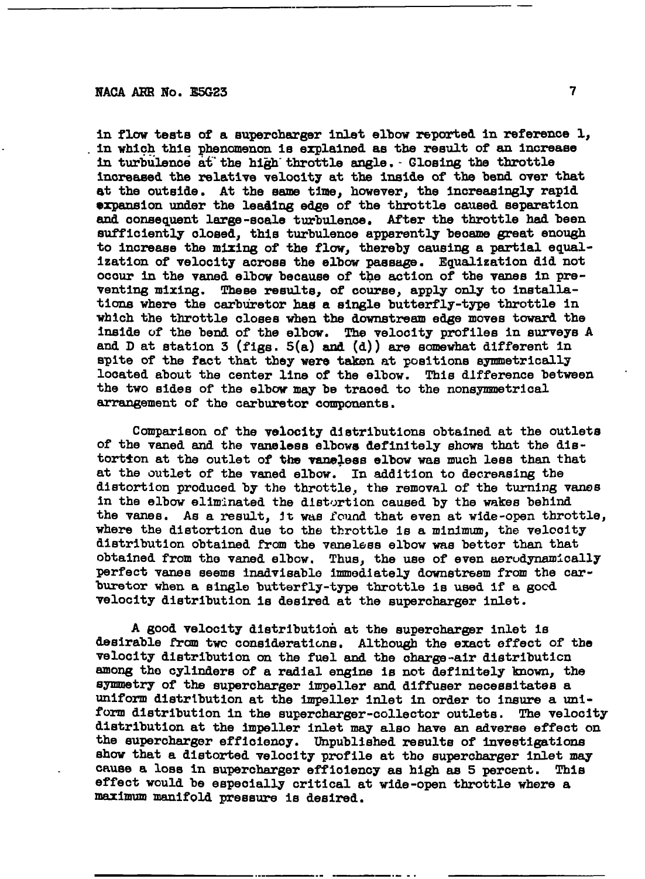in flow tests of a supercharger inlet elbow reported in reference 1, in which this phenomenon is explained as the result of an increase in turbulence at the high throttle angle. Closing the throttle increased the relative velocity at the inside of the bend over that at the outside. At the same time, however, the increasingly rapid expansion under the leading edge of the throttle caused separation and consequent large-scale turbulence. After the throttle had been sufficiently closed, this turbulence apparently became great enough to increase the mixing of the flow, thereby causing a partial equalization of velocity across the elbow passage. Equalization did not occur in the vaned elbow because of the action of the vanes in preventing mixing. These results, of course, apply only to installations where the carburetor has a single butterfly-type throttle in which the throttle closes when the downstream edge moves toward the inside of the bend of the elbow. The velocity profiles in surveys A and D at station 3 (figs. 5(a) and (d)) are somewhat different in spite of the fact that they were taken at positions symmetrically located about the center line of the elbow. This difference between the two sides of the elbow may be traced to the nonsymmetrical arrangement of the carburetor components.

Comparison of the velocity distributions obtained at the outlets of the vaned and the vaneless elbows definitely shows that the distortion at the outlet of the vaneless elbow was much less than that at the outlet of the vaned elbow. In addition to decreasing the distortion produced by the throttle, the removal of the turning vanes in the elbow eliminated the distortion caused by the wakes behind the vanes. As a result, it was found that even at wide-open throttle, where the distortion due to the throttle is a minimum, the velocity distribution obtained from the vaneless elbow was better than that obtained from the vaned elbow. Thus, the use of even aerodynamically perfect vanes seems inadvisable immediately downstream from the carburetor when a single butterfly-type throttle is used if a good velocity distribution is desired at the supercharger inlet.

A good velocity distribution at the supercharger inlet is desirable from two considerations. Although the exact effect of the velocity distribution on the fuel and the charge-air distribution among the cylinders of a radial engine is not definitely known, the symmetry of the supercharger impeller and diffuser necessitates a uniform distribution at the impeller inlet in order to insure a uniform distribution in the supercharger-collector outlets. The velocity distribution at the impeller inlet may also have an adverse effect on the supercharger efficiency. Unpublished results of investigations show that a distorted velocity profile at the supercharger inlet may cause a loss in supercharger efficiency as high as 5 percent. This effect would be especially critical at wide-open throttle where a maximum manifold pressure is desired.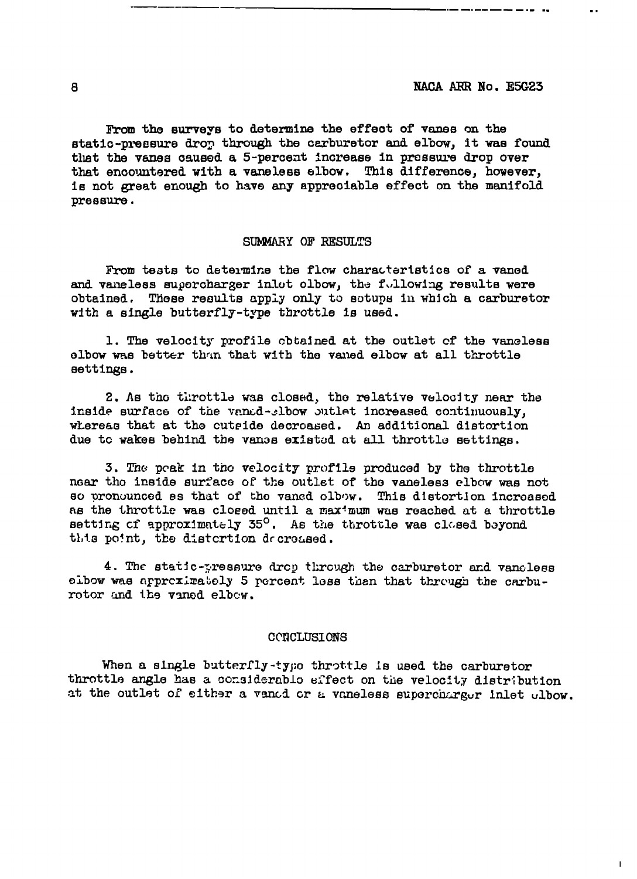From the surveys to determine the effect of vanes on the static-pressure drop through the carburetor and elbow, it was found that the vanes caused a 5-percent increase in pressure drop over that encountered with a vaneless elbow. This difference, however, is not great enough to have any appreciable effect on the manifold pressure.

## SUMMARY OF RESULTS

From tests to determine the flow characteristics of a vaned and vaneless supercharger inlet elbow, the following results were obtained. These results apply only to setups in which a carburetor with a single butterfly-type throttle is used.

1. The velocity profile obtained at the outlet of the vaneless elbow was better than that with the vaned elbow at all throttle settings.

2. As the throttle was closed, the relative velocity near the inside surface of the vaned-elbow outlet increased continuously, whereas that at the outside decreased. An additional distortion due to wakes behind the vanes existed at all throttle settings.

3. The peak in the velocity profile produced by the throttle near the inside surface of the outlet of the vaneless elbow was not so pronounced as that of the vaned elbow. This distortion increased as the throttle was closed until a maximum was reached at a throttle setting of approximately 35°. As the throttle was closed beyond this point, the distortion decreased.

4. The static-pressure drop through the carburetor and vaneless elbow was approximately 5 percent less than that through the carburetor and the vaned elbow.

## CONCLUSIONS

When a single butterfly-type throttle is used the carburetor throttle angle has a considerable effect on the velocity distribution at the outlet of either a vaned or a vaneless supercharger inlet elbow.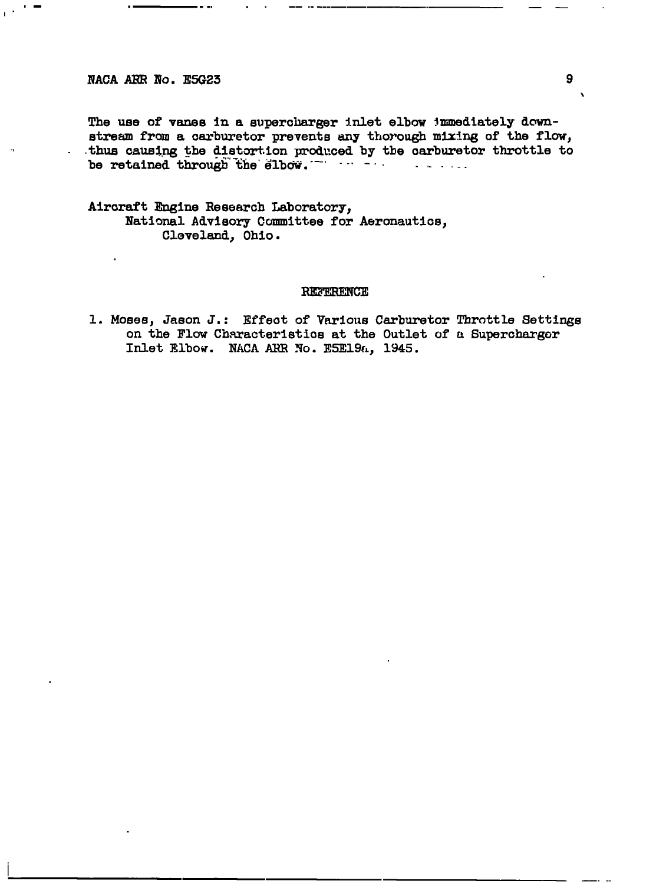The use of vanes in a supercharger inlet elbow immediately downstream from a carburetor prevents any thorough mixing of the flow, thus causing the distortion produced by the carburetor throttle to be retained through the elbow.

Aircraft Engine Research Laboratory,
National Advisory Committee for Aeronautics,
Cleveland, Ohio.

## REFERENCE

1. Moses, Jason J.: Effect of Various Carburetor Throttle Settings on the Flow Characteristics at the Outlet of a Supercharger Inlet Elbow. NACA ARR No. E5E19a, 1945.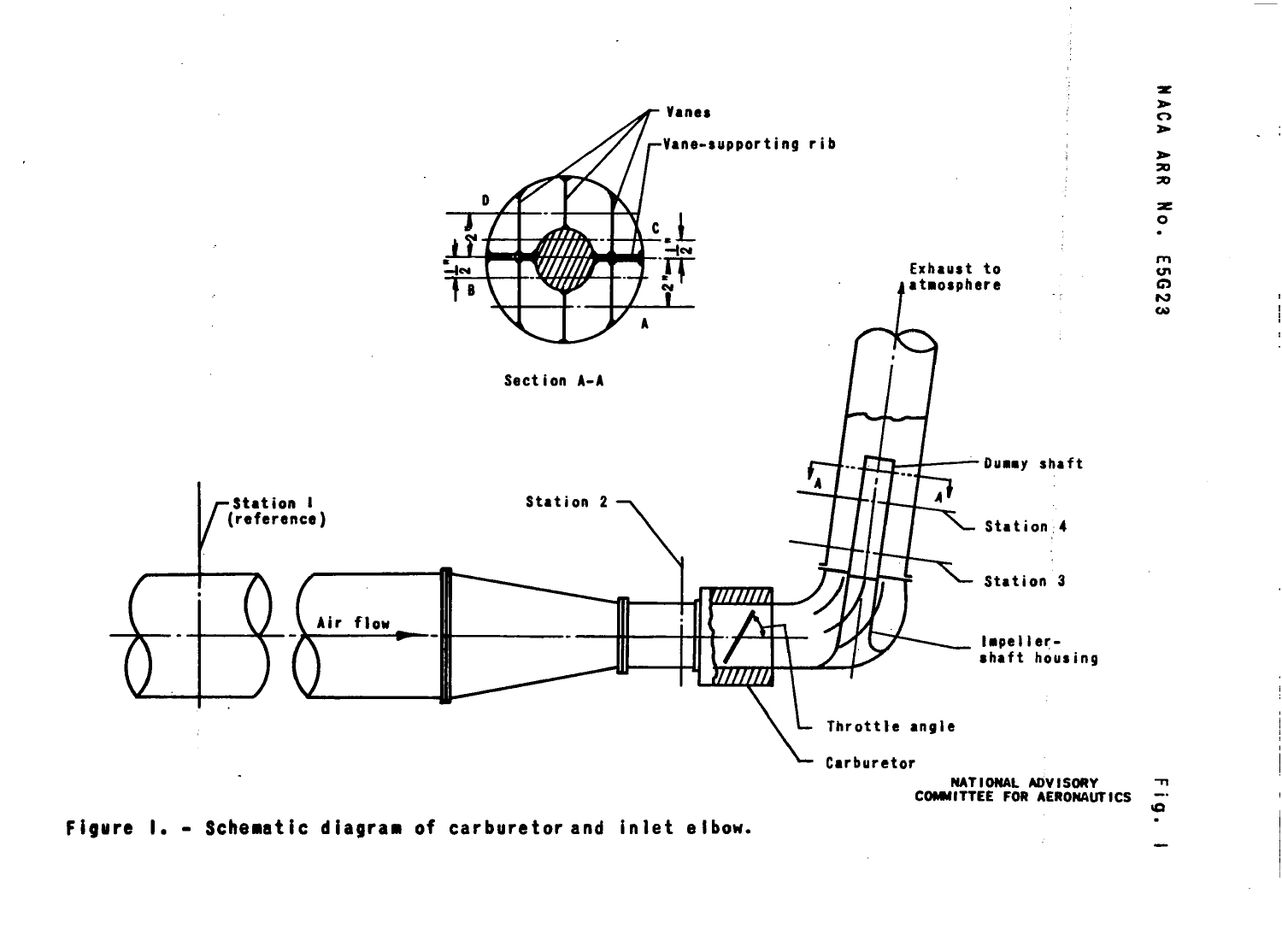Figure 1. - Schematic diagram of carburetor and inlet elbow.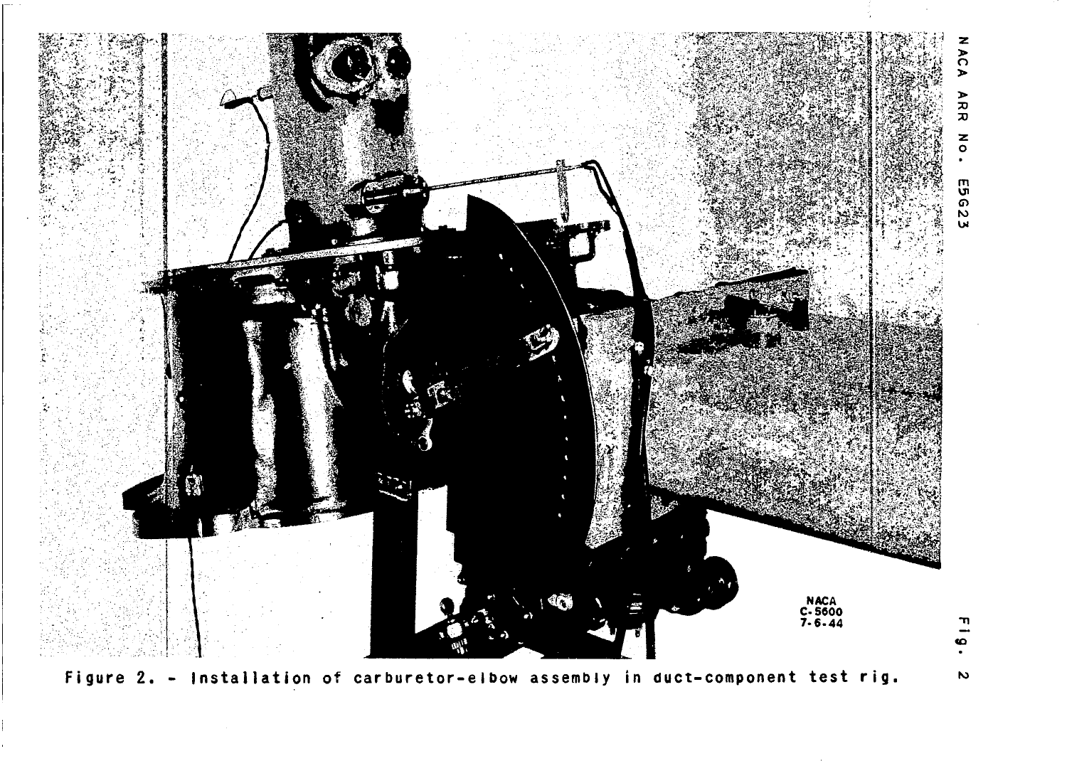NACA
C-5600
7-6-44

Figure 2. - Installation of carburetor-elbow assembly in duct-component test rig.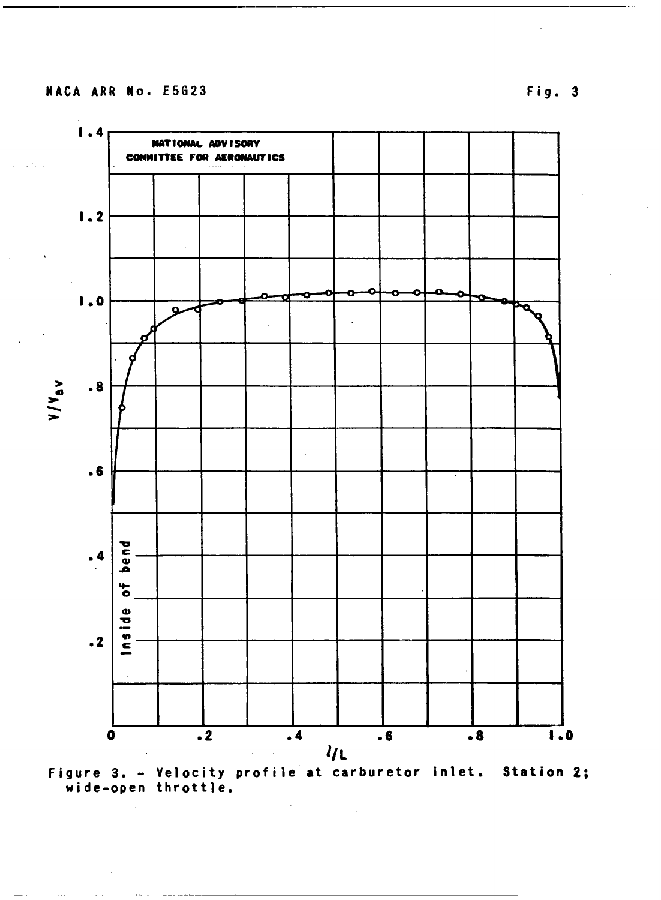Figure 3. - Velocity profile at carburetor inlet. Station 2; wide-open throttle.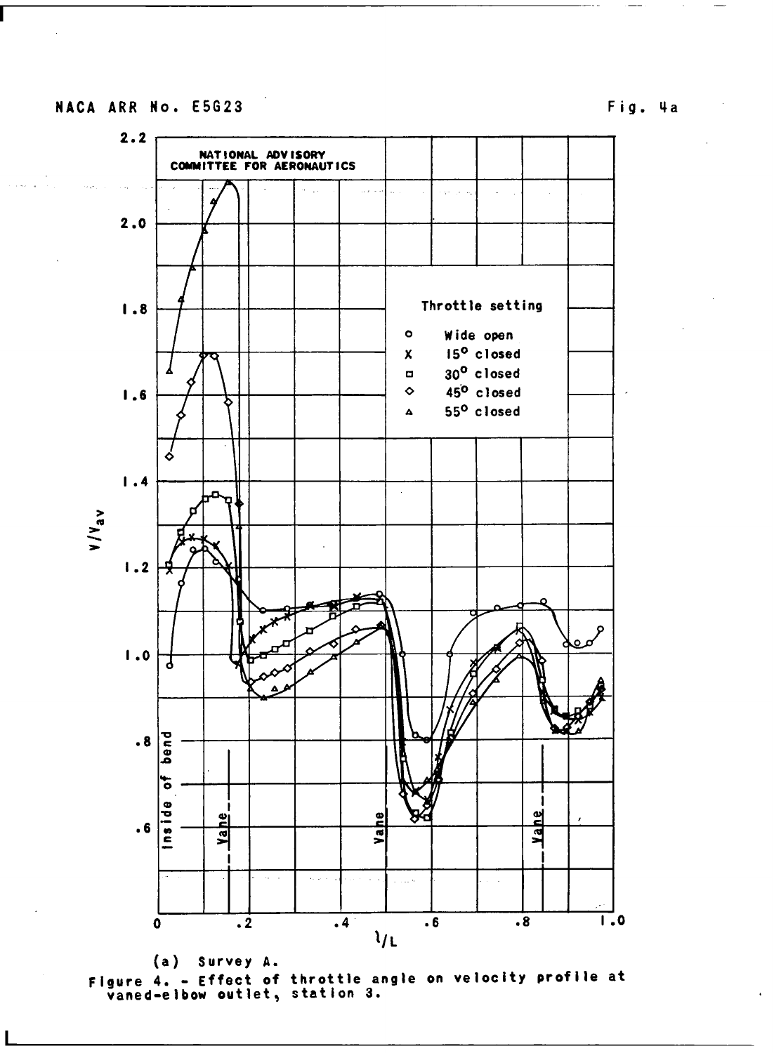(a) Survey A.

Figure 4. - Effect of throttle angle on velocity profile at vaned-elbow outlet, station 3.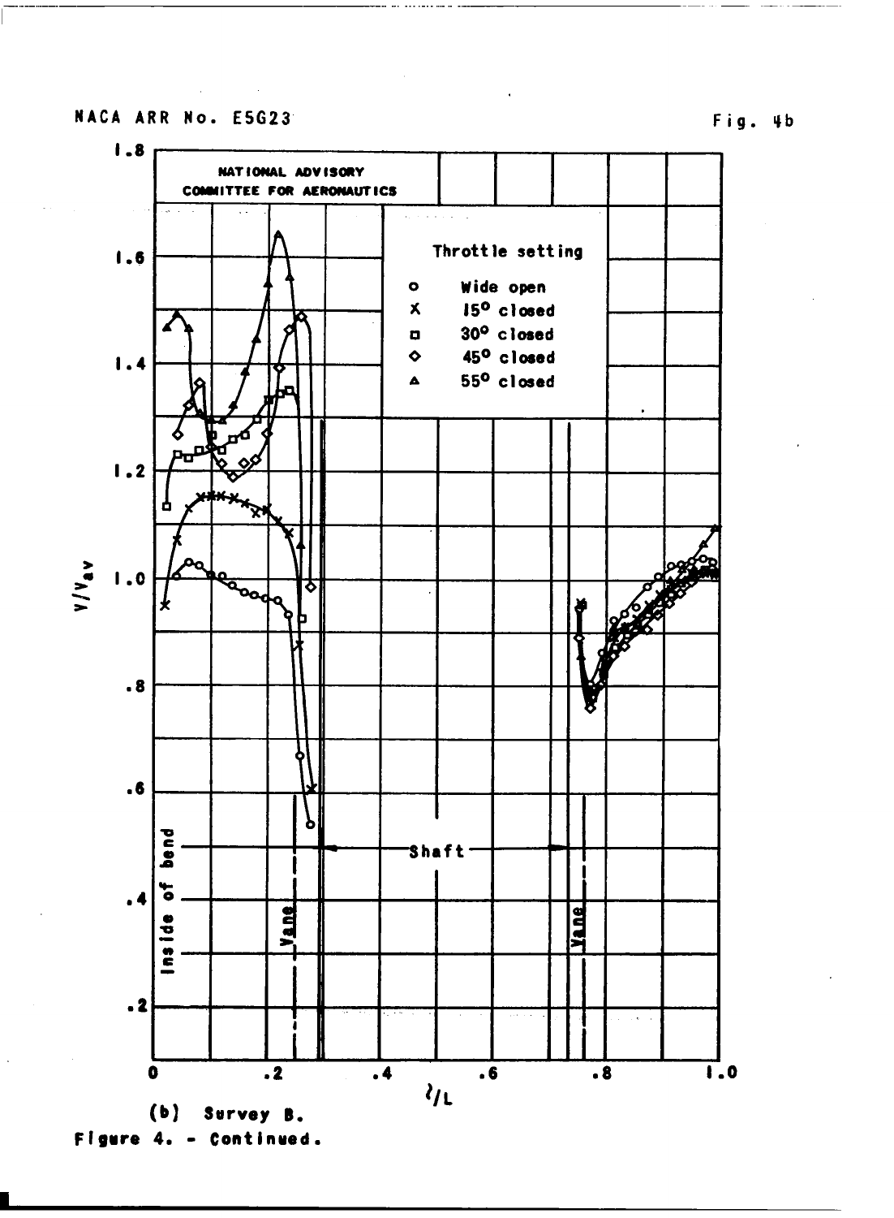NATIONAL ADVISORY COMMITTEE FOR AERONAUTICS

Throttle setting

- ○ Wide open
- × 15° closed
- □ 30° closed
- ◇ 45° closed
- △ 55° closed

$V/V_{av}$

$l/L$

Inside of bend

Vane

Shaft

Vane

(b) Survey B.

Figure 4. - Continued.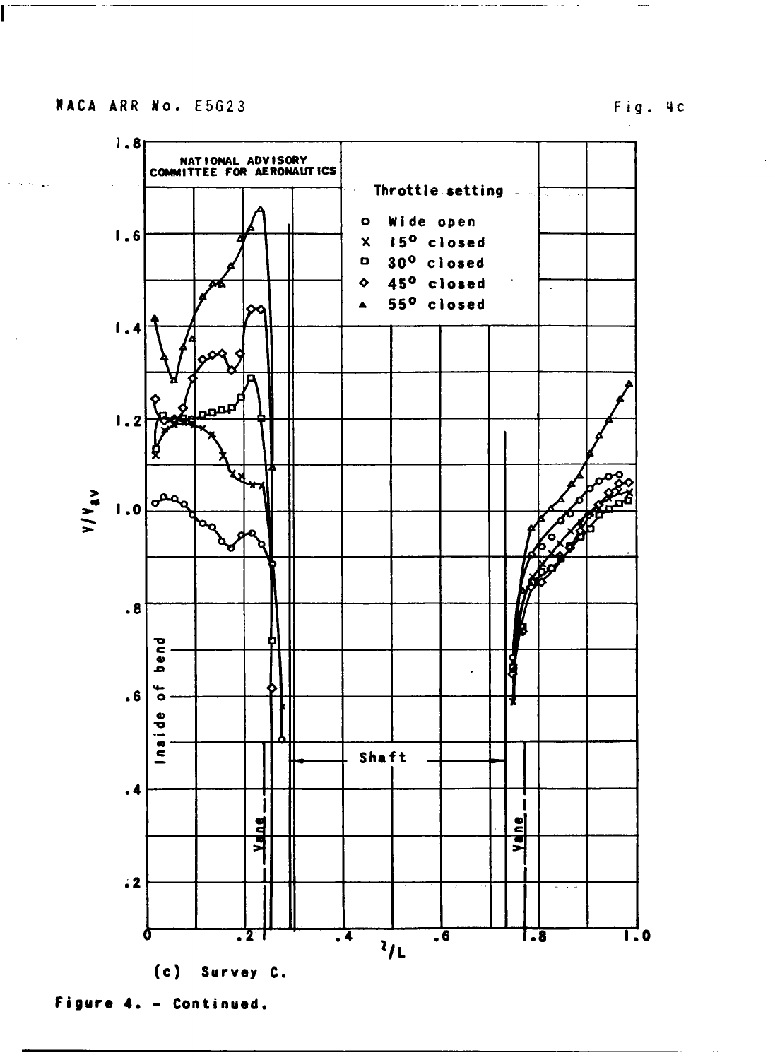NATIONAL ADVISORY COMMITTEE FOR AERONAUTICS

Throttle setting

- o Wide open
- × 15° closed
- □ 30° closed
- ◇ 45° closed
- ▲ 55° closed

$V/V_{av}$

Inside of bend

Vane

Shaft

Vane

$l/L$

(c) Survey C.

**Figure 4. - Continued.**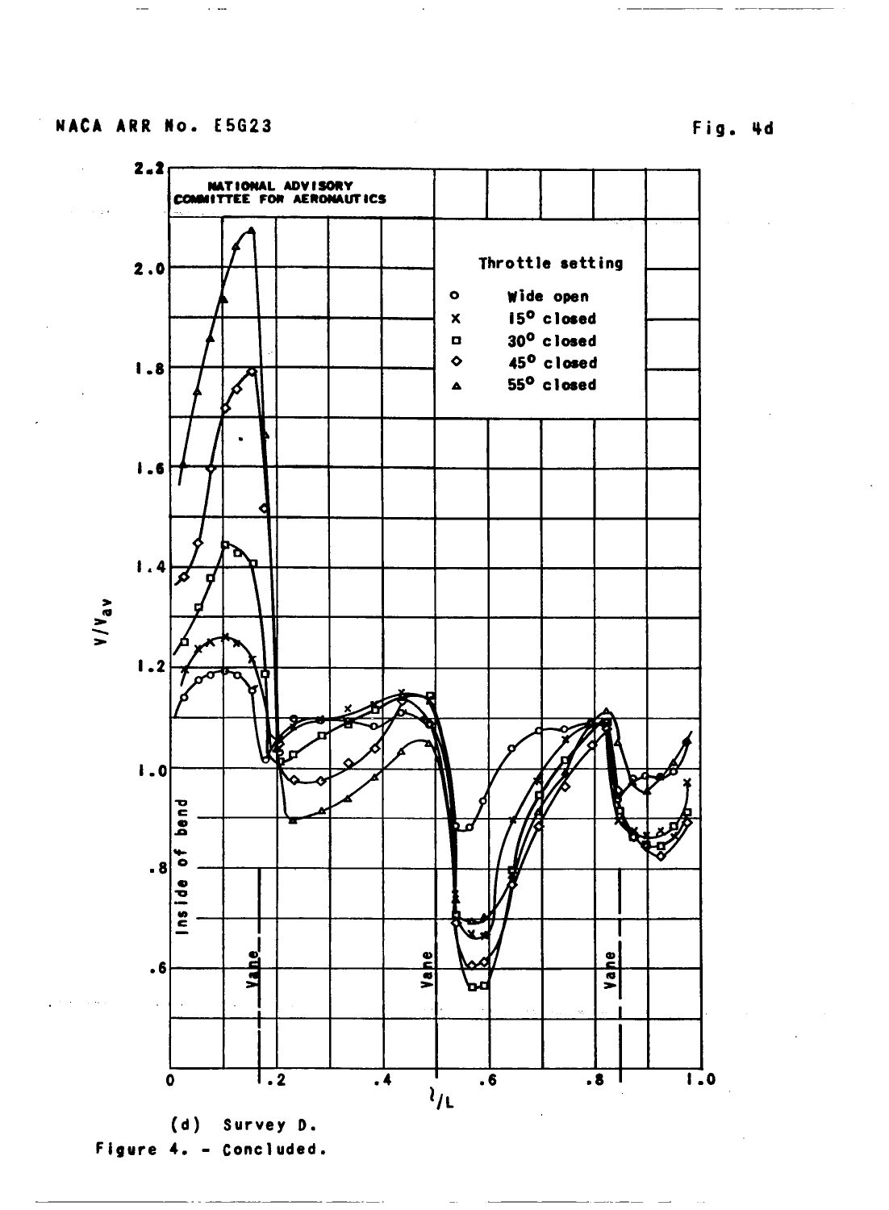NATIONAL ADVISORY COMMITTEE FOR AERONAUTICS

Throttle setting

- o Wide open
- x 15° closed
- □ 30° closed
- ◇ 45° closed
- △ 55° closed

$V/V_{av}$

Inside of bend

Vane

Vane

Vane

$l/L$

(d) Survey D.

Figure 4. - Concluded.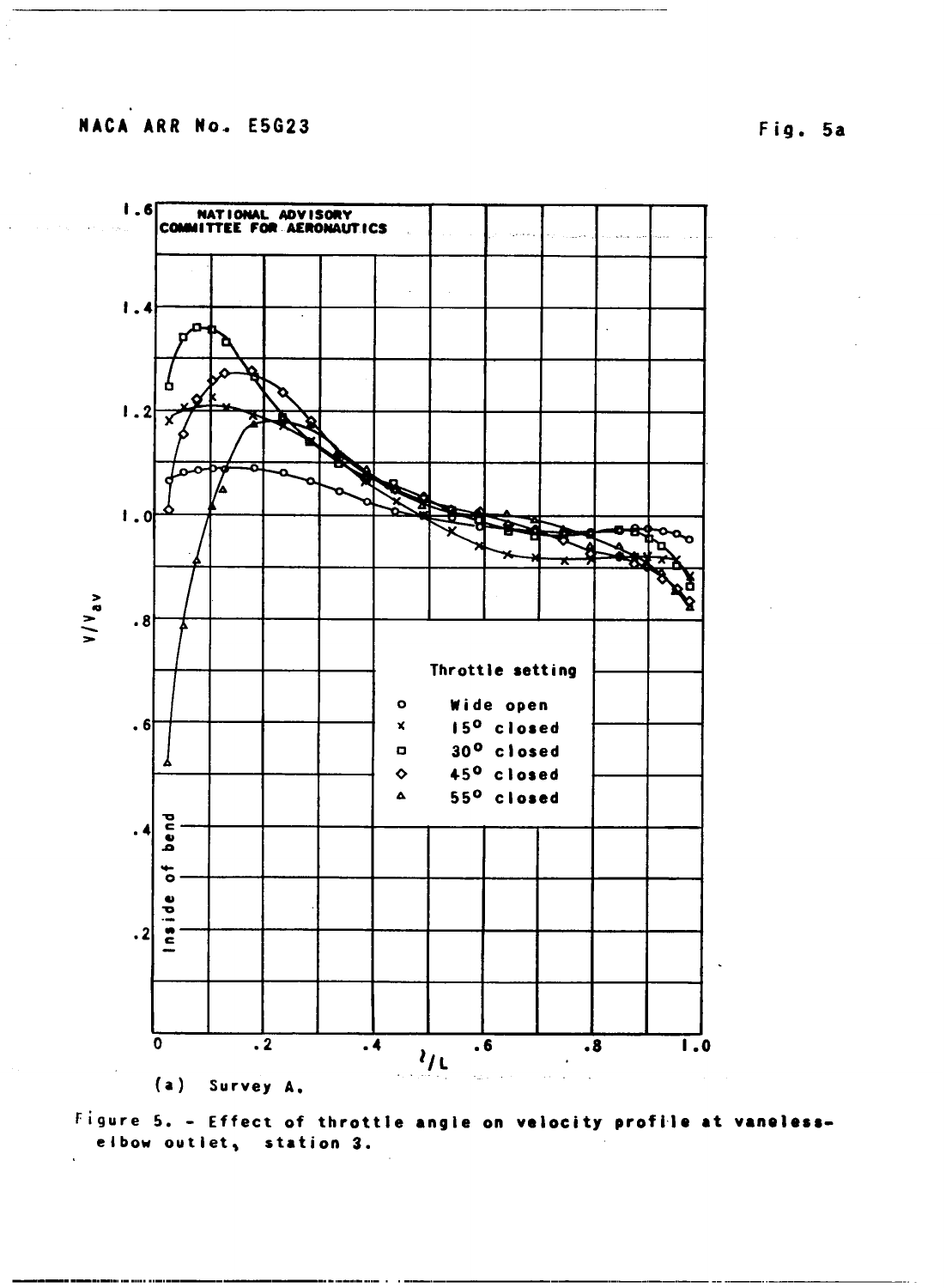(a) Survey A.

Figure 5. - Effect of throttle angle on velocity profile at vaneless-elbow outlet, station 3.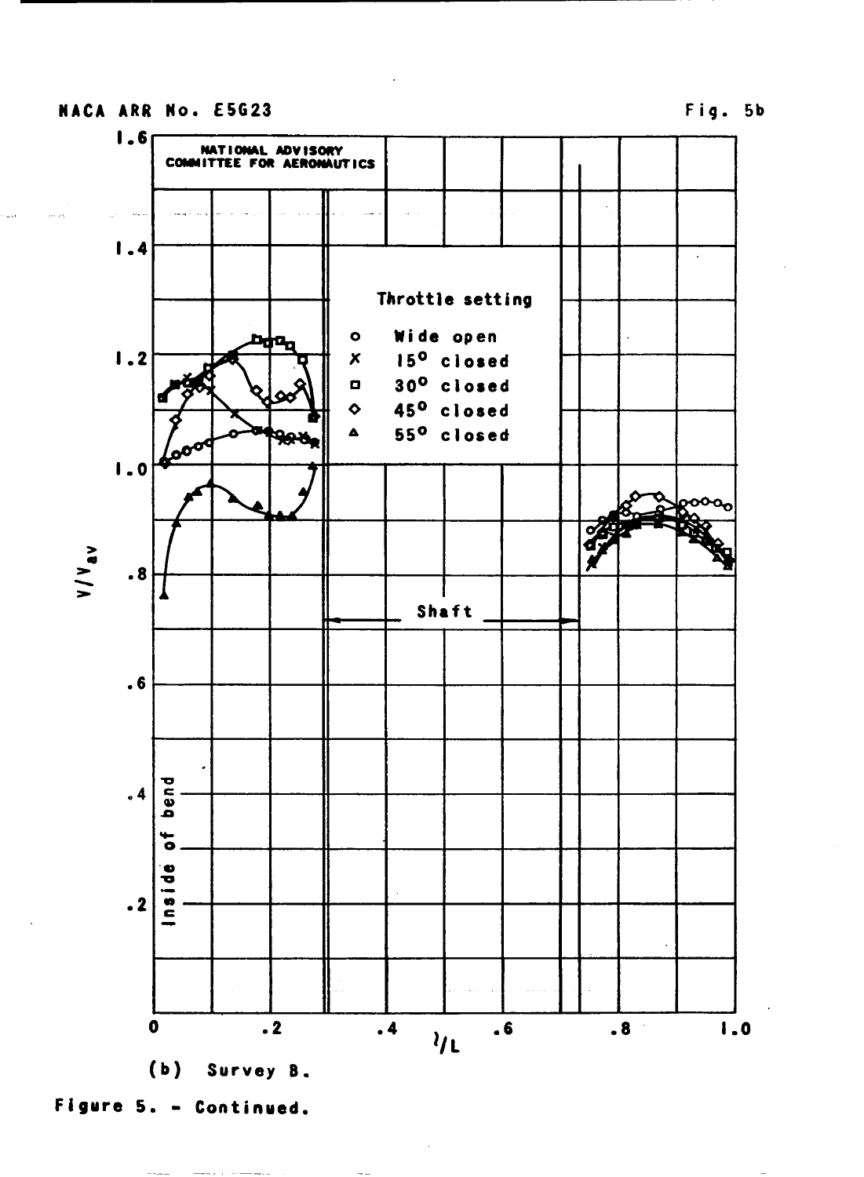(b) Survey B.

Figure 5. - Continued.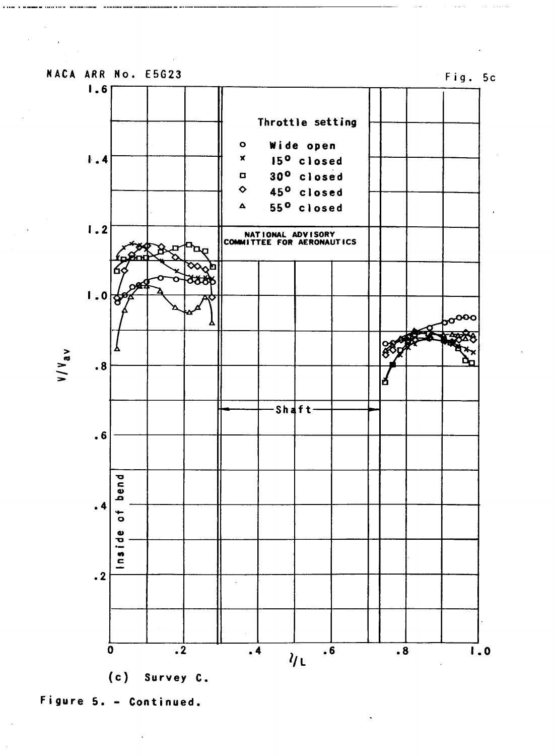Throttle setting

- ○ Wide open
- × 15° closed
- □ 30° closed
- ◇ 45° closed
- △ 55° closed

NATIONAL ADVISORY COMMITTEE FOR AERONAUTICS

$V/V_{av}$

Inside of bend

Shaft

$l/L$

(c) Survey C.

Figure 5. - Continued.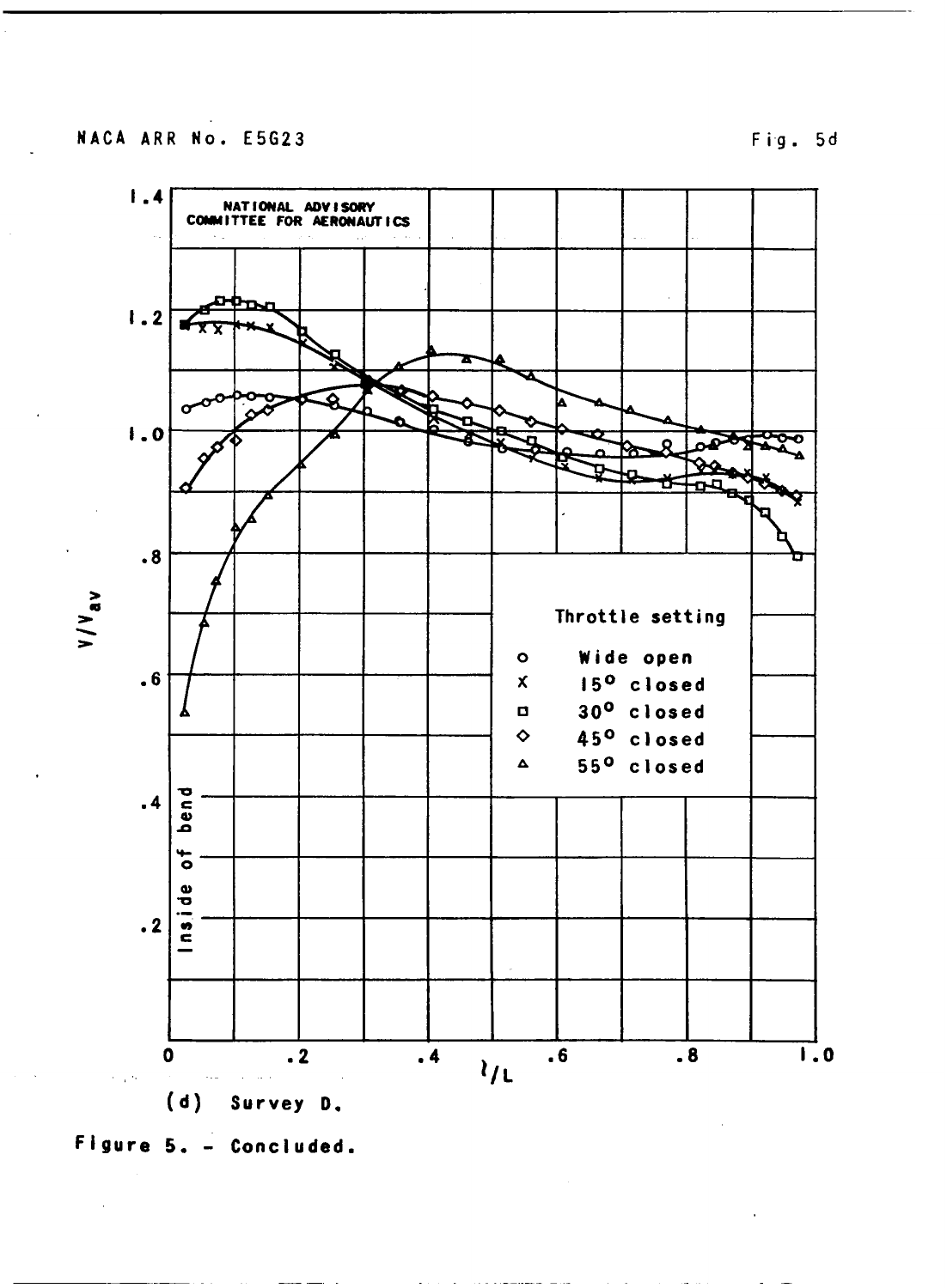(d) Survey D.

Figure 5. - Concluded.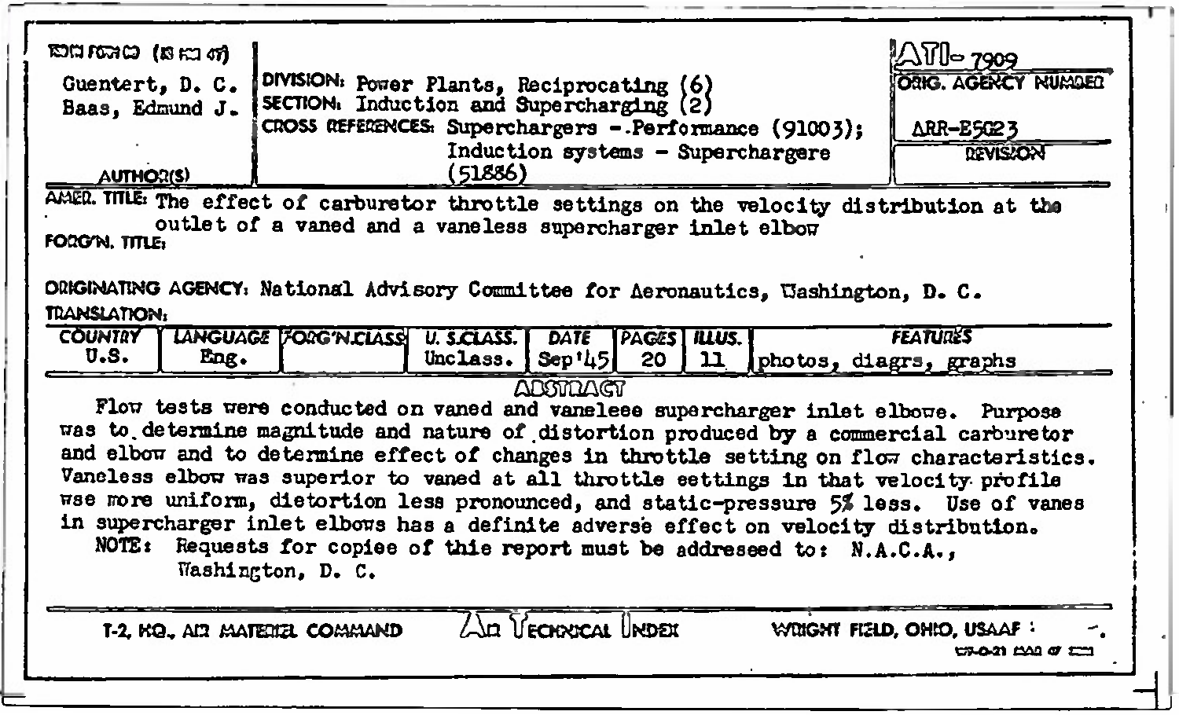TITLE FORM (15 FEB 47)

| | | |
|---|---|---|
| Guentert, D. C.<br>Baas, Edmund J.<br><br>AUTHOR(S) | DIVISION: Power Plants, Reciprocating (6)<br>SECTION: Induction and Supercharging (2)<br>CROSS REFERENCES: Superchargers - Performance (91003); Induction systems - Superchargers (51886) | ATI- 7909<br>ORIG. AGENCY NUMBER<br>ARR-E5G23<br>REVISION |

AMER. TITLE: The effect of carburetor throttle settings on the velocity distribution at the outlet of a vaned and a vaneless supercharger inlet elbow

FORG'N. TITLE:

ORIGINATING AGENCY: National Advisory Committee for Aeronautics, Washington, D. C.

TRANSLATION:

| COUNTRY | LANGUAGE | FORG'N.CLASS | U. S.CLASS. | DATE | PAGES | ILLUS. | FEATURES |
|---|---|---|---|---|---|---|---|
| U.S. | Eng. | | Unclass. | Sep'45 | 20 | 11 | photos, diagrs, graphs |

ABSTRACT

Flow tests were conducted on vaned and vaneless supercharger inlet elbows. Purpose was to determine magnitude and nature of distortion produced by a commercial carburetor and elbow and to determine effect of changes in throttle setting on flow characteristics. Vaneless elbow was superior to vaned at all throttle settings in that velocity profile was more uniform, distortion less pronounced, and static-pressure 5% less. Use of vanes in supercharger inlet elbows has a definite adverse effect on velocity distribution.

NOTE: Requests for copies of this report must be addressed to: N.A.C.A., Washington, D. C.

T-2, HQ., AIR MATERIEL COMMAND — AIR TECHNICAL INDEX — WRIGHT FIELD, OHIO, USAAF